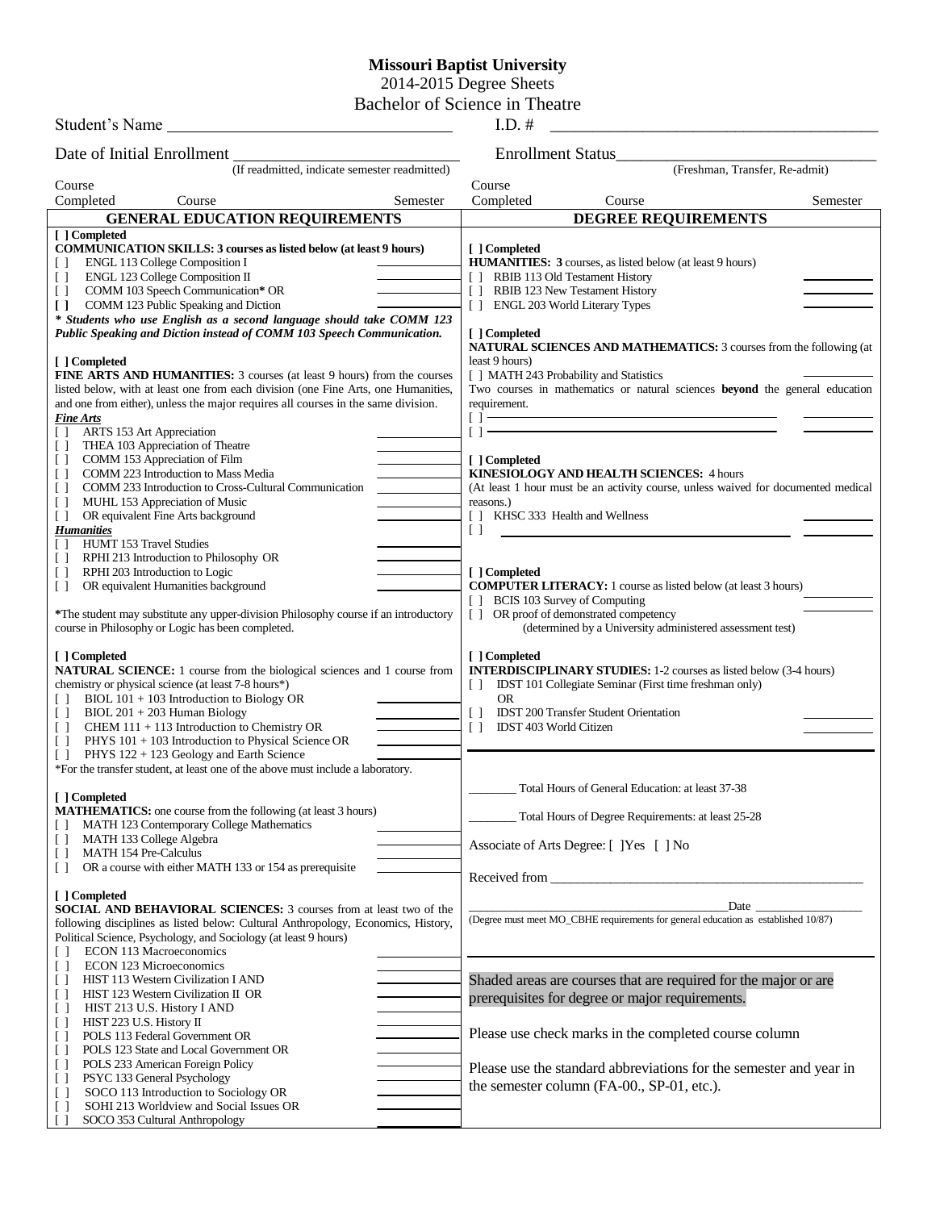# Missouri Baptist University

2014-2015 Degree Sheets

Bachelor of Science in Theatre

Student's Name ______________________ I.D. # ______________________

Date of Initial Enrollment ______________________ (If readmitted, indicate semester readmitted)

Enrollment Status______________________ (Freshman, Transfer, Re-admit)

Course Completed | Course | Semester

## GENERAL EDUCATION REQUIREMENTS

[ ] Completed

**COMMUNICATION SKILLS: 3 courses as listed below (at least 9 hours)**

- [ ] ENGL 113 College Composition I ________
- [ ] ENGL 123 College Composition II ________
- [ ] COMM 103 Speech Communication* OR ________
- [ ] COMM 123 Public Speaking and Diction ________

***Students who use English as a second language should take COMM 123 Public Speaking and Diction instead of COMM 103 Speech Communication.***

[ ] Completed

**FINE ARTS AND HUMANITIES:** 3 courses (at least 9 hours) from the courses listed below, with at least one from each division (one Fine Arts, one Humanities, and one from either), unless the major requires all courses in the same division.

***Fine Arts***

- [ ] ARTS 153 Art Appreciation ________
- [ ] THEA 103 Appreciation of Theatre ________
- [ ] COMM 153 Appreciation of Film ________
- [ ] COMM 223 Introduction to Mass Media ________
- [ ] COMM 233 Introduction to Cross-Cultural Communication ________
- [ ] MUHL 153 Appreciation of Music ________
- [ ] OR equivalent Fine Arts background ________

***Humanities***

- [ ] HUMT 153 Travel Studies ________
- [ ] RPHI 213 Introduction to Philosophy OR ________
- [ ] RPHI 203 Introduction to Logic ________
- [ ] OR equivalent Humanities background ________

*The student may substitute any upper-division Philosophy course if an introductory course in Philosophy or Logic has been completed.

[ ] Completed

**NATURAL SCIENCE:** 1 course from the biological sciences and 1 course from chemistry or physical science (at least 7-8 hours*)

- [ ] BIOL 101 + 103 Introduction to Biology OR ________
- [ ] BIOL 201 + 203 Human Biology ________
- [ ] CHEM 111 + 113 Introduction to Chemistry OR ________
- [ ] PHYS 101 + 103 Introduction to Physical Science OR ________
- [ ] PHYS 122 + 123 Geology and Earth Science ________

*For the transfer student, at least one of the above must include a laboratory.

[ ] Completed

**MATHEMATICS:** one course from the following (at least 3 hours)

- [ ] MATH 123 Contemporary College Mathematics ________
- [ ] MATH 133 College Algebra ________
- [ ] MATH 154 Pre-Calculus ________
- [ ] OR a course with either MATH 133 or 154 as prerequisite ________

[ ] Completed

**SOCIAL AND BEHAVIORAL SCIENCES:** 3 courses from at least two of the following disciplines as listed below: Cultural Anthropology, Economics, History, Political Science, Psychology, and Sociology (at least 9 hours)

- [ ] ECON 113 Macroeconomics ________
- [ ] ECON 123 Microeconomics ________
- [ ] HIST 113 Western Civilization I AND ________
- [ ] HIST 123 Western Civilization II OR ________
- [ ] HIST 213 U.S. History I AND ________
- [ ] HIST 223 U.S. History II ________
- [ ] POLS 113 Federal Government OR ________
- [ ] POLS 123 State and Local Government OR ________
- [ ] POLS 233 American Foreign Policy ________
- [ ] PSYC 133 General Psychology ________
- [ ] SOCO 113 Introduction to Sociology OR ________
- [ ] SOHI 213 Worldview and Social Issues OR ________
- [ ] SOCO 353 Cultural Anthropology ________

## DEGREE REQUIREMENTS

[ ] Completed

**HUMANITIES: 3** courses, as listed below (at least 9 hours)

- [ ] RBIB 113 Old Testament History ________
- [ ] RBIB 123 New Testament History ________
- [ ] ENGL 203 World Literary Types ________

[ ] Completed

**NATURAL SCIENCES AND MATHEMATICS:** 3 courses from the following (at least 9 hours)

- [ ] MATH 243 Probability and Statistics ________

Two courses in mathematics or natural sciences **beyond** the general education requirement.

- [ ] ______________________ ________
- [ ] ______________________ ________

[ ] Completed

**KINESIOLOGY AND HEALTH SCIENCES:** 4 hours

(At least 1 hour must be an activity course, unless waived for documented medical reasons.)

- [ ] KHSC 333 Health and Wellness ________
- [ ] ______________________ ________

[ ] Completed

**COMPUTER LITERACY:** 1 course as listed below (at least 3 hours)

- [ ] BCIS 103 Survey of Computing ________
- [ ] OR proof of demonstrated competency ________
  (determined by a University administered assessment test)

[ ] Completed

**INTERDISCIPLINARY STUDIES:** 1-2 courses as listed below (3-4 hours)

- [ ] IDST 101 Collegiate Seminar (First time freshman only)
  OR
- [ ] IDST 200 Transfer Student Orientation ________
- [ ] IDST 403 World Citizen ________

________ Total Hours of General Education: at least 37-38

________ Total Hours of Degree Requirements: at least 25-28

Associate of Arts Degree: [ ]Yes [ ] No

Received from ______________________

______________________ Date ____________

(Degree must meet MO_CBHE requirements for general education as established 10/87)

Shaded areas are courses that are required for the major or are prerequisites for degree or major requirements.

Please use check marks in the completed course column

Please use the standard abbreviations for the semester and year in the semester column (FA-00., SP-01, etc.).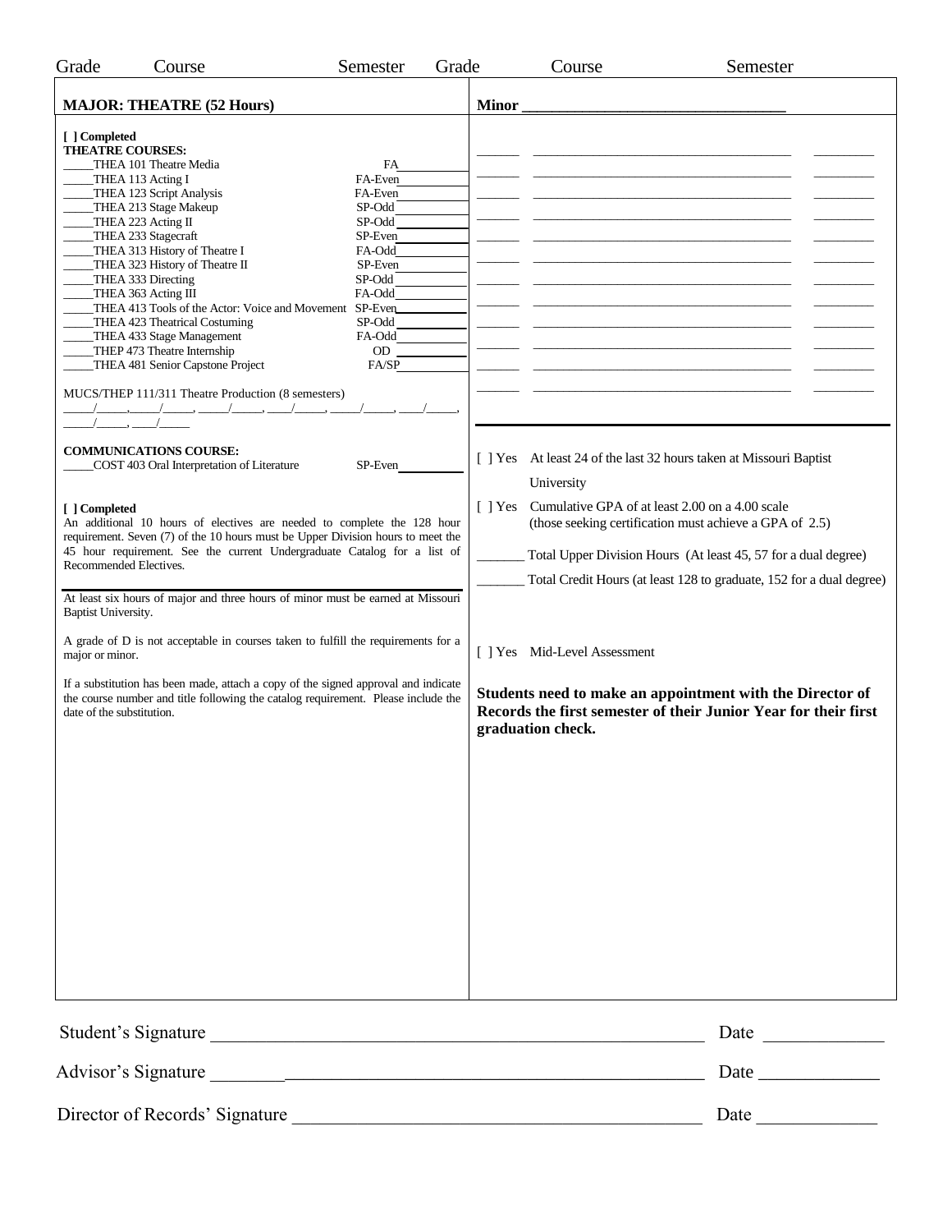| Grade | Course | Semester | Grade | Course | Semester |
|---|---|---|---|---|---|

## MAJOR: THEATRE (52 Hours)

[ ] Completed

**THEATRE COURSES:**

| Grade | Course | Semester | |
|---|---|---|---|
| _____ | THEA 101 Theatre Media | FA | ________ |
| _____ | THEA 113 Acting I | FA-Even | ________ |
| _____ | THEA 123 Script Analysis | FA-Even | ________ |
| _____ | THEA 213 Stage Makeup | SP-Odd | ________ |
| _____ | THEA 223 Acting II | SP-Odd | ________ |
| _____ | THEA 233 Stagecraft | SP-Even | ________ |
| _____ | THEA 313 History of Theatre I | FA-Odd | ________ |
| _____ | THEA 323 History of Theatre II | SP-Even | ________ |
| _____ | THEA 333 Directing | SP-Odd | ________ |
| _____ | THEA 363 Acting III | FA-Odd | ________ |
| _____ | THEA 413 Tools of the Actor: Voice and Movement | SP-Even | ________ |
| _____ | THEA 423 Theatrical Costuming | SP-Odd | ________ |
| _____ | THEA 433 Stage Management | FA-Odd | ________ |
| _____ | THEP 473 Theatre Internship | OD | ________ |
| _____ | THEA 481 Senior Capstone Project | FA/SP | ________ |

MUCS/THEP 111/311 Theatre Production (8 semesters)

_____/_____, _____/_____, _____/_____, ____/_____, _____/_____, ____/_____, _____/_____, ____/_____

**COMMUNICATIONS COURSE:**

_____COST 403 Oral Interpretation of Literature SP-Even__________

[ ] Completed

An additional 10 hours of electives are needed to complete the 128 hour requirement. Seven (7) of the 10 hours must be Upper Division hours to meet the 45 hour requirement. See the current Undergraduate Catalog for a list of Recommended Electives.

At least six hours of major and three hours of minor must be earned at Missouri Baptist University.

A grade of D is not acceptable in courses taken to fulfill the requirements for a major or minor.

If a substitution has been made, attach a copy of the signed approval and indicate the course number and title following the catalog requirement. Please include the date of the substitution.

## Minor ________________________________

| Grade | Course | Semester |
|---|---|---|
| ______ | ________________________________ | ________ |
| ______ | ________________________________ | ________ |
| ______ | ________________________________ | ________ |
| ______ | ________________________________ | ________ |
| ______ | ________________________________ | ________ |
| ______ | ________________________________ | ________ |
| ______ | ________________________________ | ________ |
| ______ | ________________________________ | ________ |
| ______ | ________________________________ | ________ |
| ______ | ________________________________ | ________ |
| ______ | ________________________________ | ________ |
| ______ | ________________________________ | ________ |

[ ] Yes At least 24 of the last 32 hours taken at Missouri Baptist University

[ ] Yes Cumulative GPA of at least 2.00 on a 4.00 scale (those seeking certification must achieve a GPA of 2.5)

_______ Total Upper Division Hours (At least 45, 57 for a dual degree)

_______ Total Credit Hours (at least 128 to graduate, 152 for a dual degree)

[ ] Yes Mid-Level Assessment

**Students need to make an appointment with the Director of Records the first semester of their Junior Year for their first graduation check.**

Student's Signature ____________________________________________ Date ____________

Advisor's Signature ____________________________________________ Date ____________

Director of Records' Signature ____________________________________ Date ____________